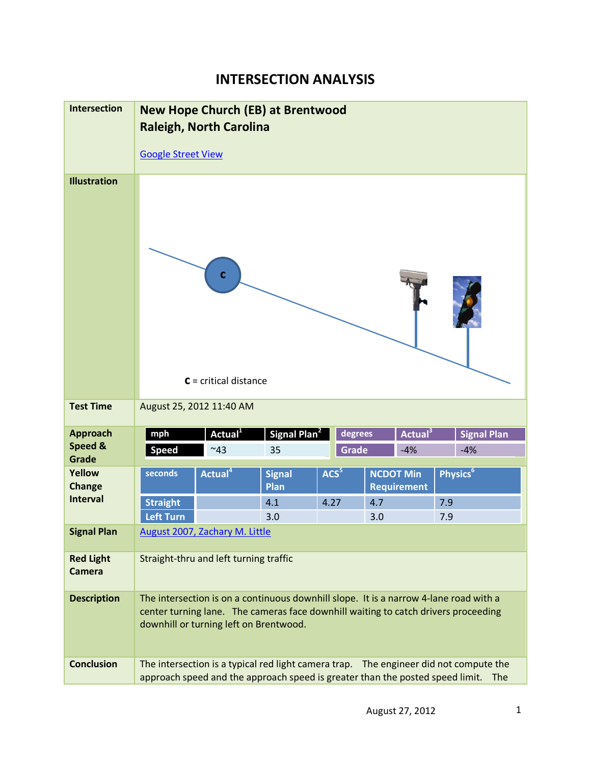# INTERSECTION ANALYSIS

| | |
|---|---|
| **Intersection** | **New Hope Church (EB) at Brentwood**<br>**Raleigh, North Carolina**<br><br>Google Street View |
| **Illustration** | C = critical distance |
| **Test Time** | August 25, 2012 11:40 AM |
| **Approach Speed & Grade** | See table below |
| **Yellow Change Interval** | See table below |
| **Signal Plan** | August 2007, Zachary M. Little |
| **Red Light Camera** | Straight-thru and left turning traffic |
| **Description** | The intersection is on a continuous downhill slope. It is a narrow 4-lane road with a center turning lane. The cameras face downhill waiting to catch drivers proceeding downhill or turning left on Brentwood. |
| **Conclusion** | The intersection is a typical red light camera trap. The engineer did not compute the approach speed and the approach speed is greater than the posted speed limit. The |

**Approach Speed & Grade**

| mph | Actual[1] | Signal Plan[2] |
|---|---|---|
| Speed | ~43 | 35 |

| degrees | Actual[3] | Signal Plan |
|---|---|---|
| Grade | -4% | -4% |

**Yellow Change Interval**

| seconds | Actual[4] | Signal Plan | ACS[5] | NCDOT Min Requirement | Physics[6] |
|---|---|---|---|---|---|
| Straight | | 4.1 | 4.27 | 4.7 | 7.9 |
| Left Turn | | 3.0 | | 3.0 | 7.9 |

August 27, 2012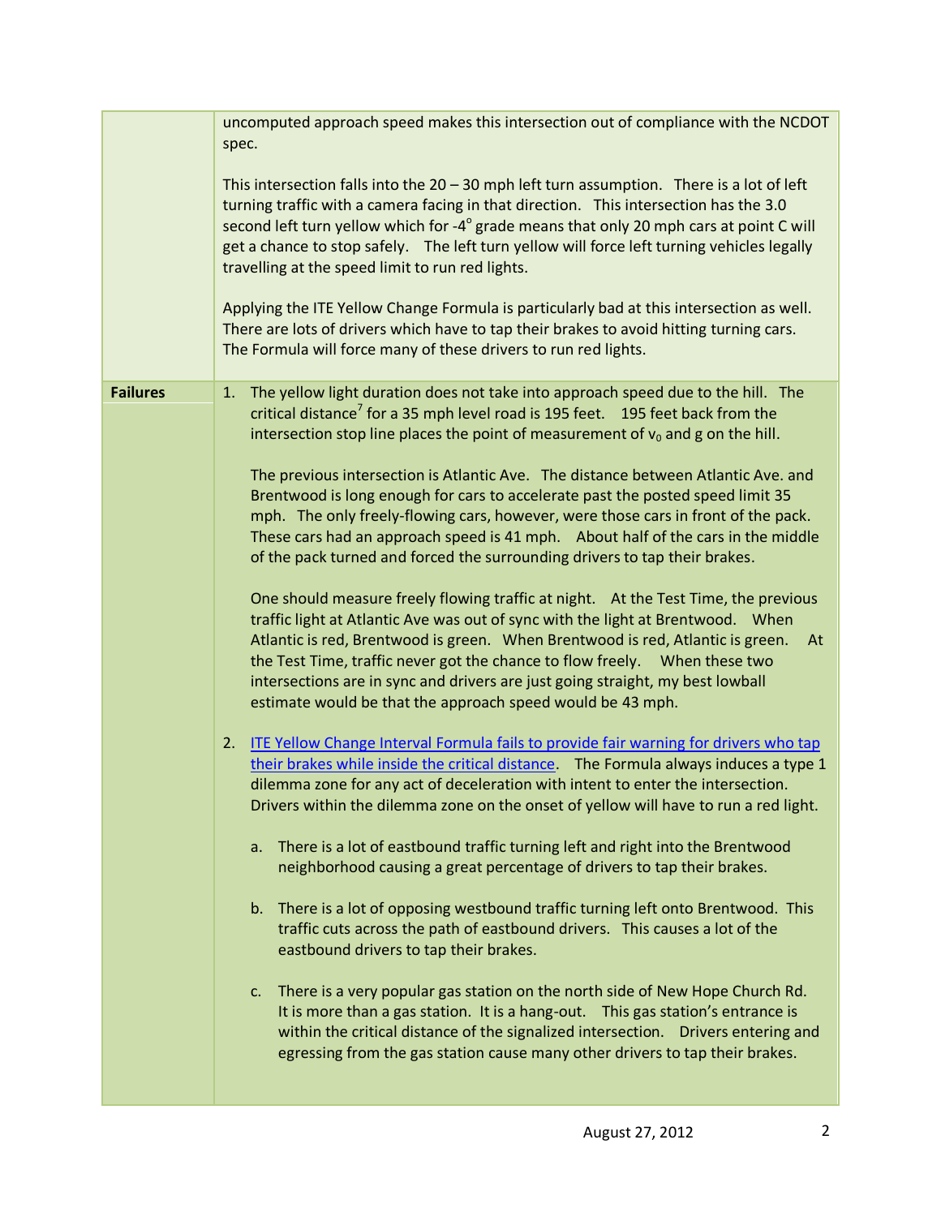| | |
|---|---|
| | uncomputed approach speed makes this intersection out of compliance with the NCDOT spec.<br><br>This intersection falls into the 20 – 30 mph left turn assumption. There is a lot of left turning traffic with a camera facing in that direction. This intersection has the 3.0 second left turn yellow which for $-4^{\circ}$ grade means that only 20 mph cars at point C will get a chance to stop safely. The left turn yellow will force left turning vehicles legally travelling at the speed limit to run red lights.<br><br>Applying the ITE Yellow Change Formula is particularly bad at this intersection as well. There are lots of drivers which have to tap their brakes to avoid hitting turning cars. The Formula will force many of these drivers to run red lights. |
| **Failures** | 1. The yellow light duration does not take into approach speed due to the hill. The critical distance[7] for a 35 mph level road is 195 feet. 195 feet back from the intersection stop line places the point of measurement of $v_0$ and g on the hill.<br><br>The previous intersection is Atlantic Ave. The distance between Atlantic Ave. and Brentwood is long enough for cars to accelerate past the posted speed limit 35 mph. The only freely-flowing cars, however, were those cars in front of the pack. These cars had an approach speed is 41 mph. About half of the cars in the middle of the pack turned and forced the surrounding drivers to tap their brakes.<br><br>One should measure freely flowing traffic at night. At the Test Time, the previous traffic light at Atlantic Ave was out of sync with the light at Brentwood. When Atlantic is red, Brentwood is green. When Brentwood is red, Atlantic is green. At the Test Time, traffic never got the chance to flow freely. When these two intersections are in sync and drivers are just going straight, my best lowball estimate would be that the approach speed would be 43 mph.<br><br>2. ITE Yellow Change Interval Formula fails to provide fair warning for drivers who tap their brakes while inside the critical distance. The Formula always induces a type 1 dilemma zone for any act of deceleration with intent to enter the intersection. Drivers within the dilemma zone on the onset of yellow will have to run a red light.<br><br>a. There is a lot of eastbound traffic turning left and right into the Brentwood neighborhood causing a great percentage of drivers to tap their brakes.<br><br>b. There is a lot of opposing westbound traffic turning left onto Brentwood. This traffic cuts across the path of eastbound drivers. This causes a lot of the eastbound drivers to tap their brakes.<br><br>c. There is a very popular gas station on the north side of New Hope Church Rd. It is more than a gas station. It is a hang-out. This gas station's entrance is within the critical distance of the signalized intersection. Drivers entering and egressing from the gas station cause many other drivers to tap their brakes. |

August 27, 2012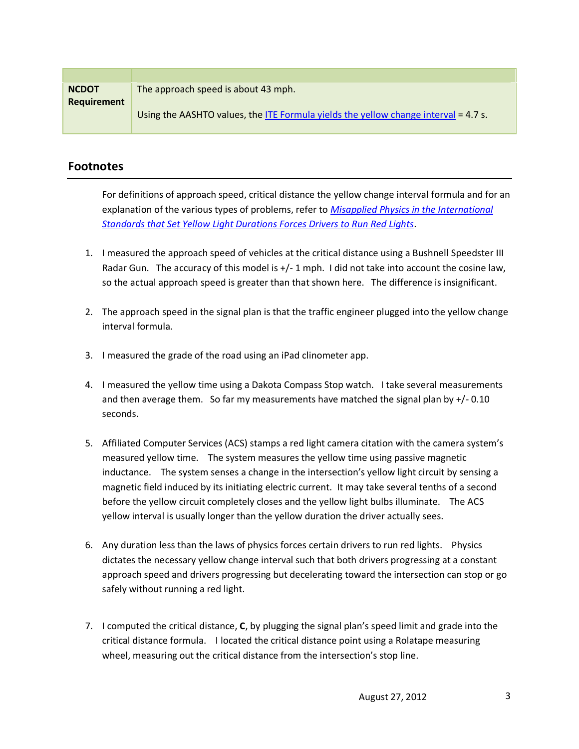| | |
|---|---|
| **NCDOT Requirement** | The approach speed is about 43 mph.<br><br>Using the AASHTO values, the ITE Formula yields the yellow change interval = 4.7 s. |

## Footnotes

For definitions of approach speed, critical distance the yellow change interval formula and for an explanation of the various types of problems, refer to *Misapplied Physics in the International Standards that Set Yellow Light Durations Forces Drivers to Run Red Lights*.

1. I measured the approach speed of vehicles at the critical distance using a Bushnell Speedster III Radar Gun. The accuracy of this model is +/- 1 mph. I did not take into account the cosine law, so the actual approach speed is greater than that shown here. The difference is insignificant.

2. The approach speed in the signal plan is that the traffic engineer plugged into the yellow change interval formula.

3. I measured the grade of the road using an iPad clinometer app.

4. I measured the yellow time using a Dakota Compass Stop watch. I take several measurements and then average them. So far my measurements have matched the signal plan by +/- 0.10 seconds.

5. Affiliated Computer Services (ACS) stamps a red light camera citation with the camera system's measured yellow time. The system measures the yellow time using passive magnetic inductance. The system senses a change in the intersection's yellow light circuit by sensing a magnetic field induced by its initiating electric current. It may take several tenths of a second before the yellow circuit completely closes and the yellow light bulbs illuminate. The ACS yellow interval is usually longer than the yellow duration the driver actually sees.

6. Any duration less than the laws of physics forces certain drivers to run red lights. Physics dictates the necessary yellow change interval such that both drivers progressing at a constant approach speed and drivers progressing but decelerating toward the intersection can stop or go safely without running a red light.

7. I computed the critical distance, **C**, by plugging the signal plan's speed limit and grade into the critical distance formula. I located the critical distance point using a Rolatape measuring wheel, measuring out the critical distance from the intersection's stop line.